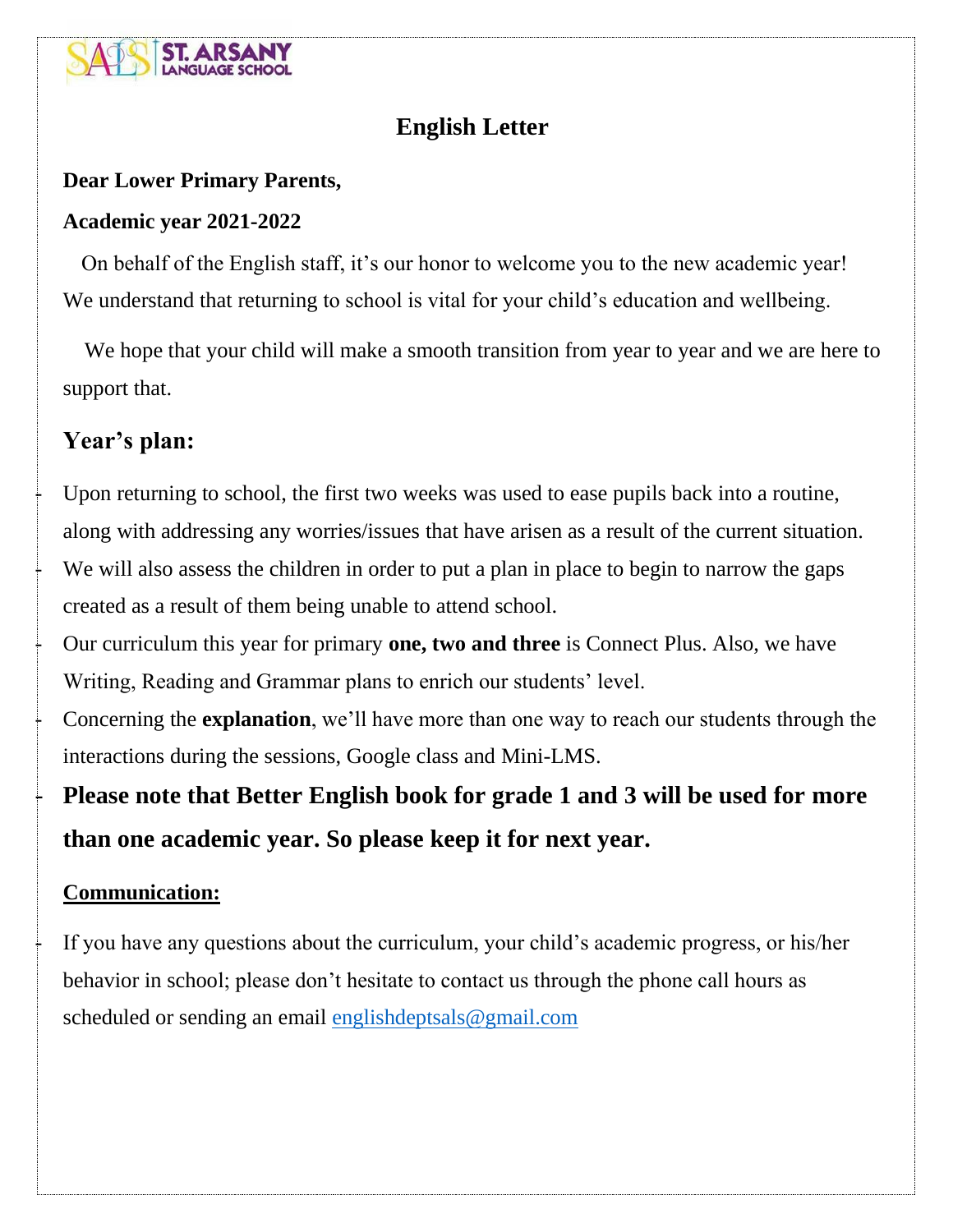ST. ARSANY LANGUAGE SCHOOL

# English Letter

**Dear Lower Primary Parents,**

**Academic year 2021-2022**

On behalf of the English staff, it's our honor to welcome you to the new academic year! We understand that returning to school is vital for your child's education and wellbeing.

We hope that your child will make a smooth transition from year to year and we are here to support that.

## Year's plan:

- Upon returning to school, the first two weeks was used to ease pupils back into a routine, along with addressing any worries/issues that have arisen as a result of the current situation.
- We will also assess the children in order to put a plan in place to begin to narrow the gaps created as a result of them being unable to attend school.
- Our curriculum this year for primary **one, two and three** is Connect Plus. Also, we have Writing, Reading and Grammar plans to enrich our students' level.
- Concerning the **explanation**, we'll have more than one way to reach our students through the interactions during the sessions, Google class and Mini-LMS.
- **Please note that Better English book for grade 1 and 3 will be used for more than one academic year. So please keep it for next year.**

**Communication:**

- If you have any questions about the curriculum, your child's academic progress, or his/her behavior in school; please don't hesitate to contact us through the phone call hours as scheduled or sending an email englishdeptsals@gmail.com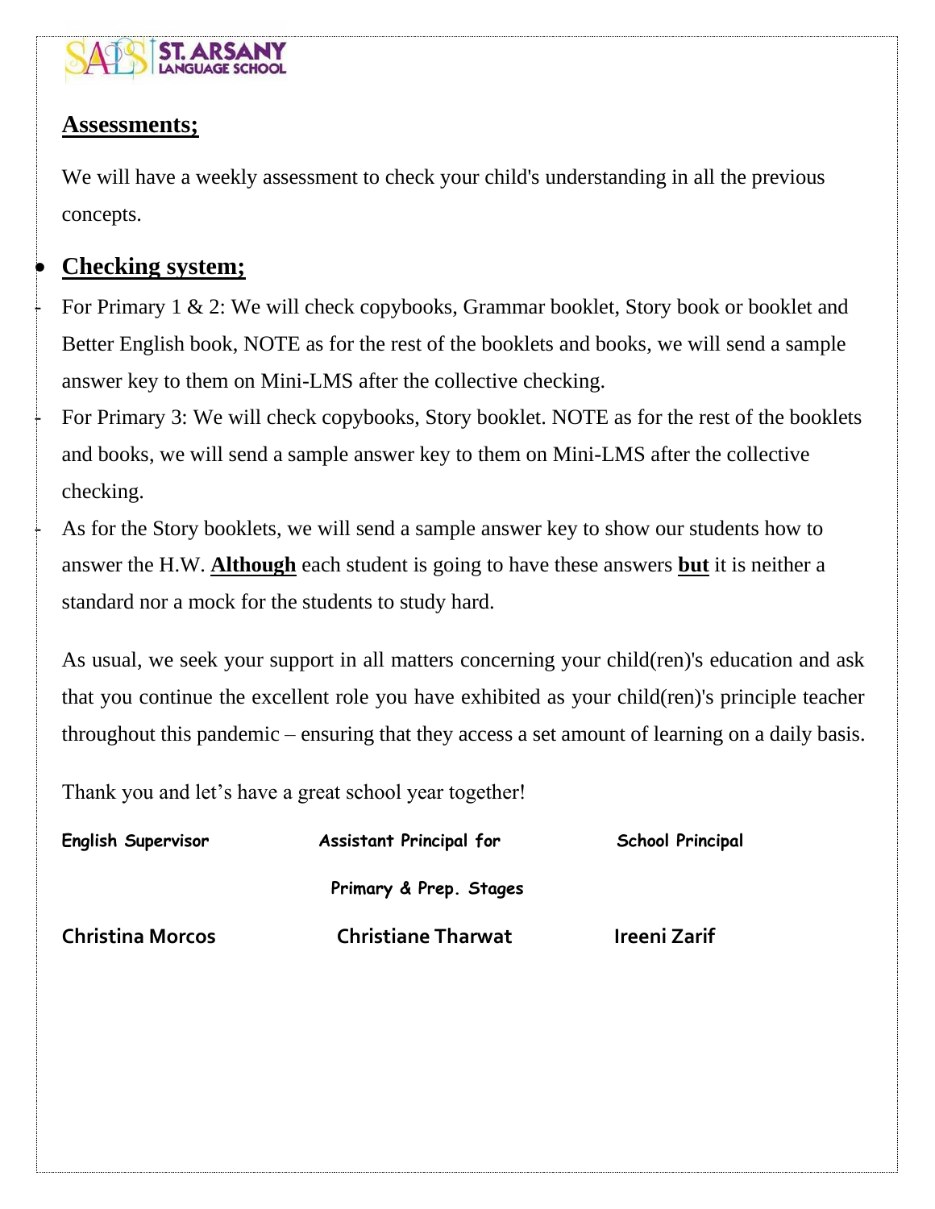## Assessments;

We will have a weekly assessment to check your child's understanding in all the previous concepts.

- ## Checking system;

- For Primary 1 & 2: We will check copybooks, Grammar booklet, Story book or booklet and Better English book, NOTE as for the rest of the booklets and books, we will send a sample answer key to them on Mini-LMS after the collective checking.
- For Primary 3: We will check copybooks, Story booklet. NOTE as for the rest of the booklets and books, we will send a sample answer key to them on Mini-LMS after the collective checking.
- As for the Story booklets, we will send a sample answer key to show our students how to answer the H.W. **Although** each student is going to have these answers **but** it is neither a standard nor a mock for the students to study hard.

As usual, we seek your support in all matters concerning your child(ren)'s education and ask that you continue the excellent role you have exhibited as your child(ren)'s principle teacher throughout this pandemic – ensuring that they access a set amount of learning on a daily basis.

Thank you and let's have a great school year together!

| | | |
|---|---|---|
| **English Supervisor** | **Assistant Principal for Primary & Prep. Stages** | **School Principal** |
| **Christina Morcos** | **Christiane Tharwat** | **Ireeni Zarif** |